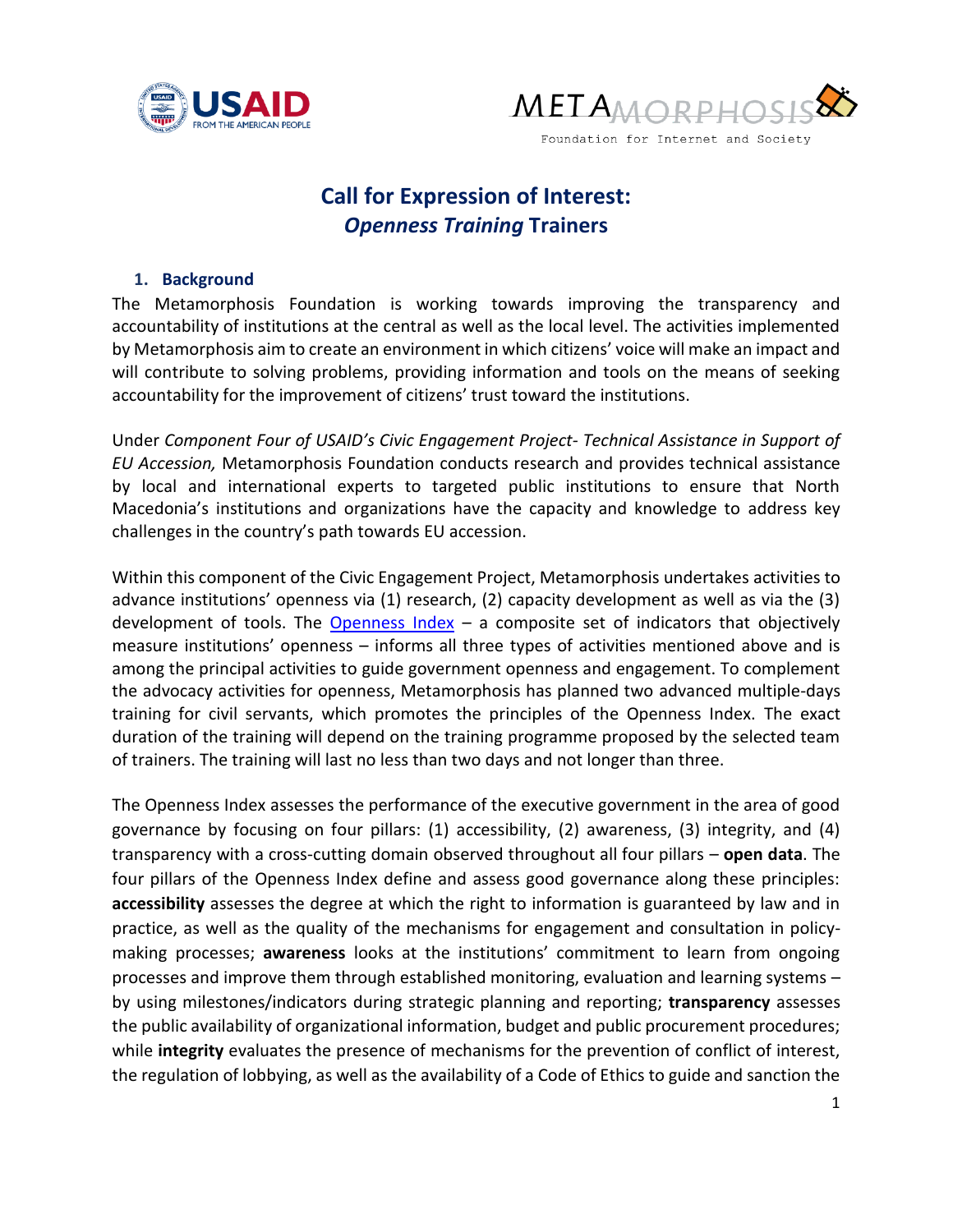# Call for Expression of Interest: *Openness Training* Trainers

## 1. Background

The Metamorphosis Foundation is working towards improving the transparency and accountability of institutions at the central as well as the local level. The activities implemented by Metamorphosis aim to create an environment in which citizens' voice will make an impact and will contribute to solving problems, providing information and tools on the means of seeking accountability for the improvement of citizens' trust toward the institutions.

Under *Component Four of USAID's Civic Engagement Project- Technical Assistance in Support of EU Accession,* Metamorphosis Foundation conducts research and provides technical assistance by local and international experts to targeted public institutions to ensure that North Macedonia's institutions and organizations have the capacity and knowledge to address key challenges in the country's path towards EU accession.

Within this component of the Civic Engagement Project, Metamorphosis undertakes activities to advance institutions' openness via (1) research, (2) capacity development as well as via the (3) development of tools. The Openness Index – a composite set of indicators that objectively measure institutions' openness – informs all three types of activities mentioned above and is among the principal activities to guide government openness and engagement. To complement the advocacy activities for openness, Metamorphosis has planned two advanced multiple-days training for civil servants, which promotes the principles of the Openness Index. The exact duration of the training will depend on the training programme proposed by the selected team of trainers. The training will last no less than two days and not longer than three.

The Openness Index assesses the performance of the executive government in the area of good governance by focusing on four pillars: (1) accessibility, (2) awareness, (3) integrity, and (4) transparency with a cross-cutting domain observed throughout all four pillars – **open data**. The four pillars of the Openness Index define and assess good governance along these principles: **accessibility** assesses the degree at which the right to information is guaranteed by law and in practice, as well as the quality of the mechanisms for engagement and consultation in policy-making processes; **awareness** looks at the institutions' commitment to learn from ongoing processes and improve them through established monitoring, evaluation and learning systems – by using milestones/indicators during strategic planning and reporting; **transparency** assesses the public availability of organizational information, budget and public procurement procedures; while **integrity** evaluates the presence of mechanisms for the prevention of conflict of interest, the regulation of lobbying, as well as the availability of a Code of Ethics to guide and sanction the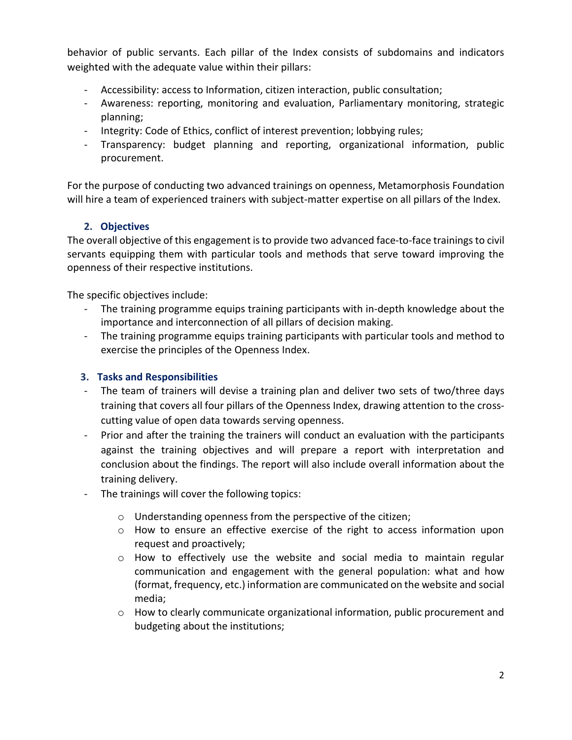behavior of public servants. Each pillar of the Index consists of subdomains and indicators weighted with the adequate value within their pillars:

- Accessibility: access to Information, citizen interaction, public consultation;
- Awareness: reporting, monitoring and evaluation, Parliamentary monitoring, strategic planning;
- Integrity: Code of Ethics, conflict of interest prevention; lobbying rules;
- Transparency: budget planning and reporting, organizational information, public procurement.

For the purpose of conducting two advanced trainings on openness, Metamorphosis Foundation will hire a team of experienced trainers with subject-matter expertise on all pillars of the Index.

## 2. Objectives

The overall objective of this engagement is to provide two advanced face-to-face trainings to civil servants equipping them with particular tools and methods that serve toward improving the openness of their respective institutions.

The specific objectives include:

- The training programme equips training participants with in-depth knowledge about the importance and interconnection of all pillars of decision making.
- The training programme equips training participants with particular tools and method to exercise the principles of the Openness Index.

## 3. Tasks and Responsibilities

- The team of trainers will devise a training plan and deliver two sets of two/three days training that covers all four pillars of the Openness Index, drawing attention to the cross-cutting value of open data towards serving openness.
- Prior and after the training the trainers will conduct an evaluation with the participants against the training objectives and will prepare a report with interpretation and conclusion about the findings. The report will also include overall information about the training delivery.
- The trainings will cover the following topics:
    - Understanding openness from the perspective of the citizen;
    - How to ensure an effective exercise of the right to access information upon request and proactively;
    - How to effectively use the website and social media to maintain regular communication and engagement with the general population: what and how (format, frequency, etc.) information are communicated on the website and social media;
    - How to clearly communicate organizational information, public procurement and budgeting about the institutions;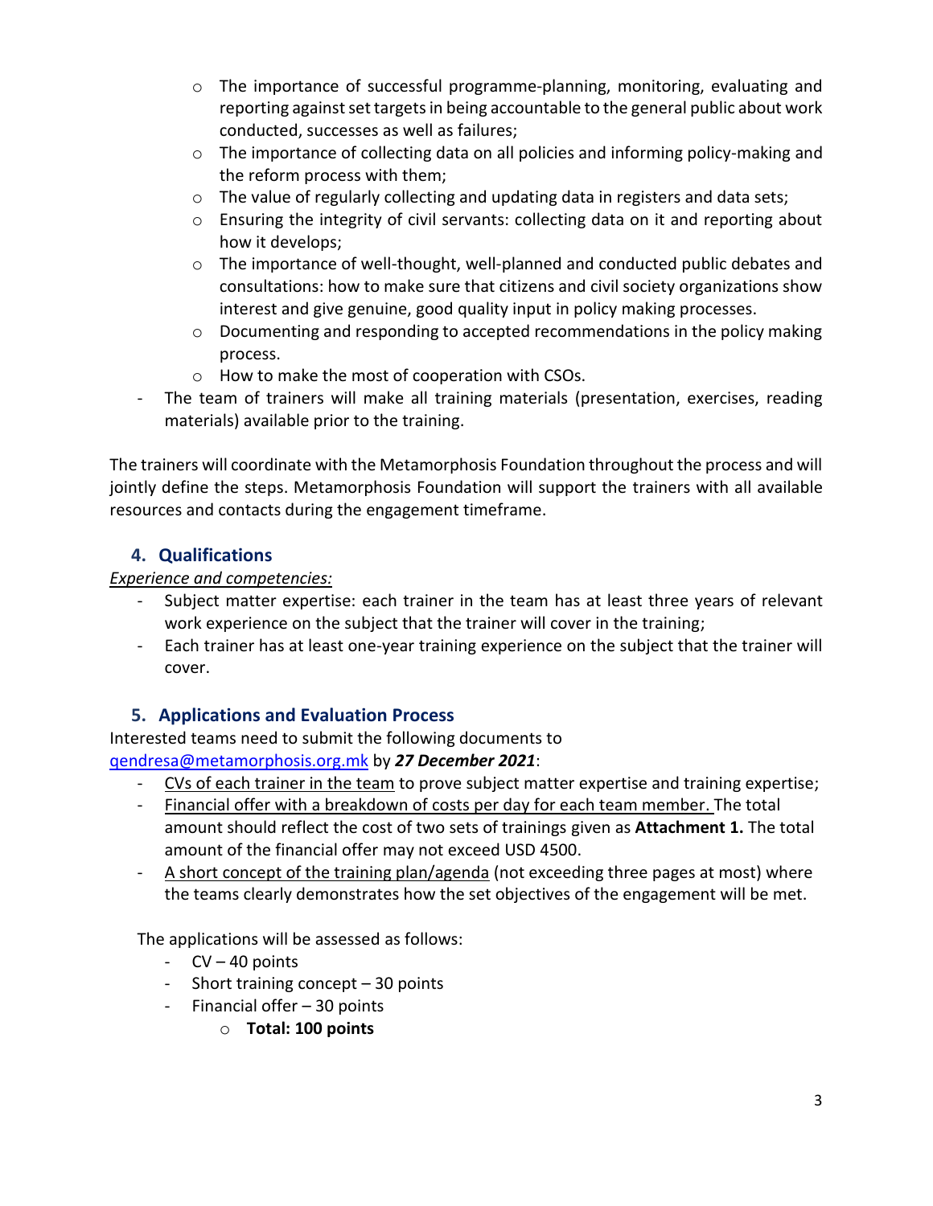- The importance of successful programme-planning, monitoring, evaluating and reporting against set targets in being accountable to the general public about work conducted, successes as well as failures;
    - The importance of collecting data on all policies and informing policy-making and the reform process with them;
    - The value of regularly collecting and updating data in registers and data sets;
    - Ensuring the integrity of civil servants: collecting data on it and reporting about how it develops;
    - The importance of well-thought, well-planned and conducted public debates and consultations: how to make sure that citizens and civil society organizations show interest and give genuine, good quality input in policy making processes.
    - Documenting and responding to accepted recommendations in the policy making process.
    - How to make the most of cooperation with CSOs.
- The team of trainers will make all training materials (presentation, exercises, reading materials) available prior to the training.

The trainers will coordinate with the Metamorphosis Foundation throughout the process and will jointly define the steps. Metamorphosis Foundation will support the trainers with all available resources and contacts during the engagement timeframe.

## 4. Qualifications

*Experience and competencies:*

- Subject matter expertise: each trainer in the team has at least three years of relevant work experience on the subject that the trainer will cover in the training;
- Each trainer has at least one-year training experience on the subject that the trainer will cover.

## 5. Applications and Evaluation Process

Interested teams need to submit the following documents to [qendresa@metamorphosis.org.mk](mailto:qendresa@metamorphosis.org.mk) by ***27 December 2021***:

- CVs of each trainer in the team to prove subject matter expertise and training expertise;
- Financial offer with a breakdown of costs per day for each team member. The total amount should reflect the cost of two sets of trainings given as **Attachment 1.** The total amount of the financial offer may not exceed USD 4500.
- A short concept of the training plan/agenda (not exceeding three pages at most) where the teams clearly demonstrates how the set objectives of the engagement will be met.

The applications will be assessed as follows:

- CV – 40 points
- Short training concept – 30 points
- Financial offer – 30 points
    - **Total: 100 points**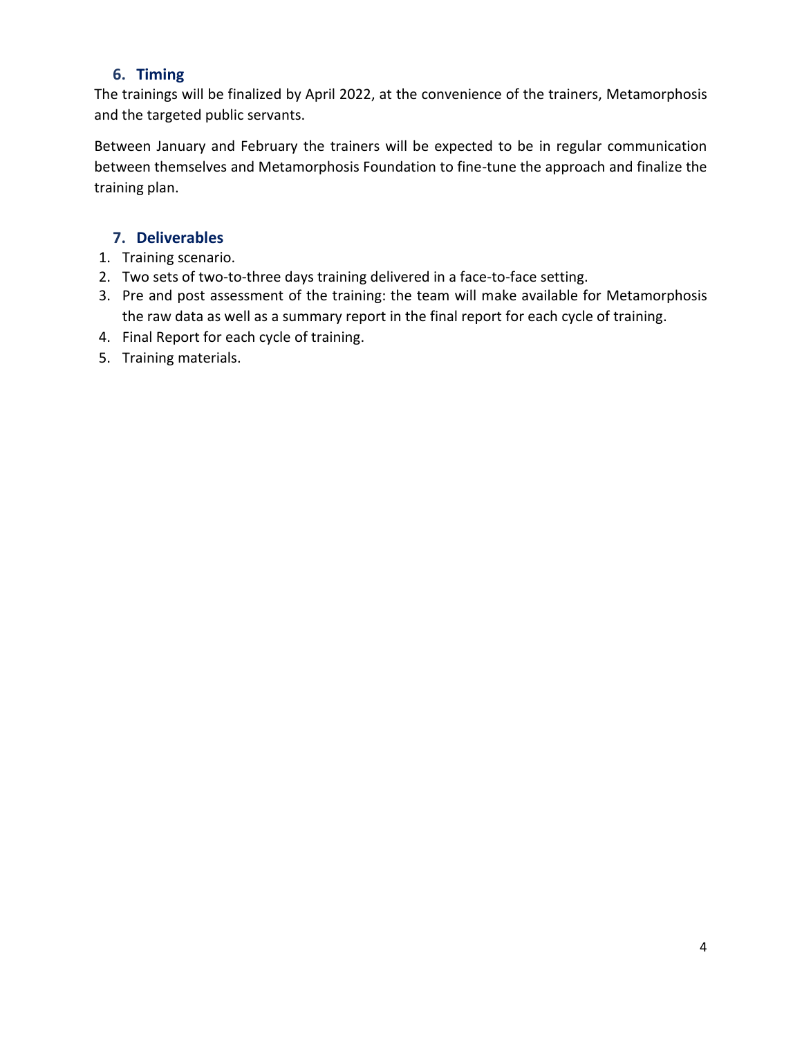## 6. Timing

The trainings will be finalized by April 2022, at the convenience of the trainers, Metamorphosis and the targeted public servants.

Between January and February the trainers will be expected to be in regular communication between themselves and Metamorphosis Foundation to fine-tune the approach and finalize the training plan.

## 7. Deliverables

1. Training scenario.
2. Two sets of two-to-three days training delivered in a face-to-face setting.
3. Pre and post assessment of the training: the team will make available for Metamorphosis the raw data as well as a summary report in the final report for each cycle of training.
4. Final Report for each cycle of training.
5. Training materials.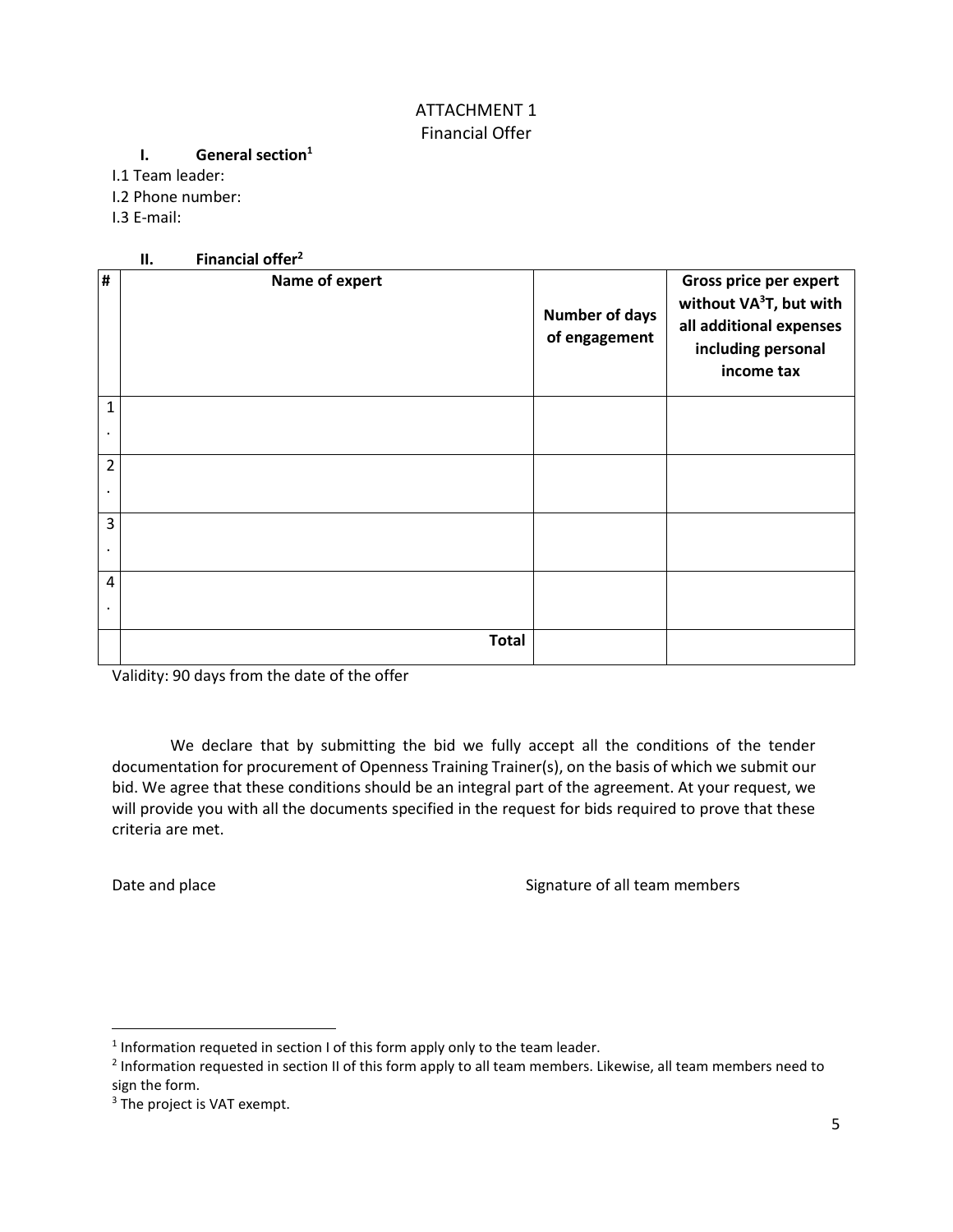ATTACHMENT 1
Financial Offer

**I. General section[1]**

I.1 Team leader:

I.2 Phone number:

I.3 E-mail:

**II. Financial offer[2]**

| # | Name of expert | Number of days of engagement | Gross price per expert without VA[3]T, but with all additional expenses including personal income tax |
|---|---|---|---|
| 1. | | | |
| 2. | | | |
| 3. | | | |
| 4. | | | |
| | **Total** | | |

Validity: 90 days from the date of the offer

We declare that by submitting the bid we fully accept all the conditions of the tender documentation for procurement of Openness Training Trainer(s), on the basis of which we submit our bid. We agree that these conditions should be an integral part of the agreement. At your request, we will provide you with all the documents specified in the request for bids required to prove that these criteria are met.

Date and place

Signature of all team members

---

[1] Information requeted in section I of this form apply only to the team leader.

[2] Information requested in section II of this form apply to all team members. Likewise, all team members need to sign the form.

[3] The project is VAT exempt.